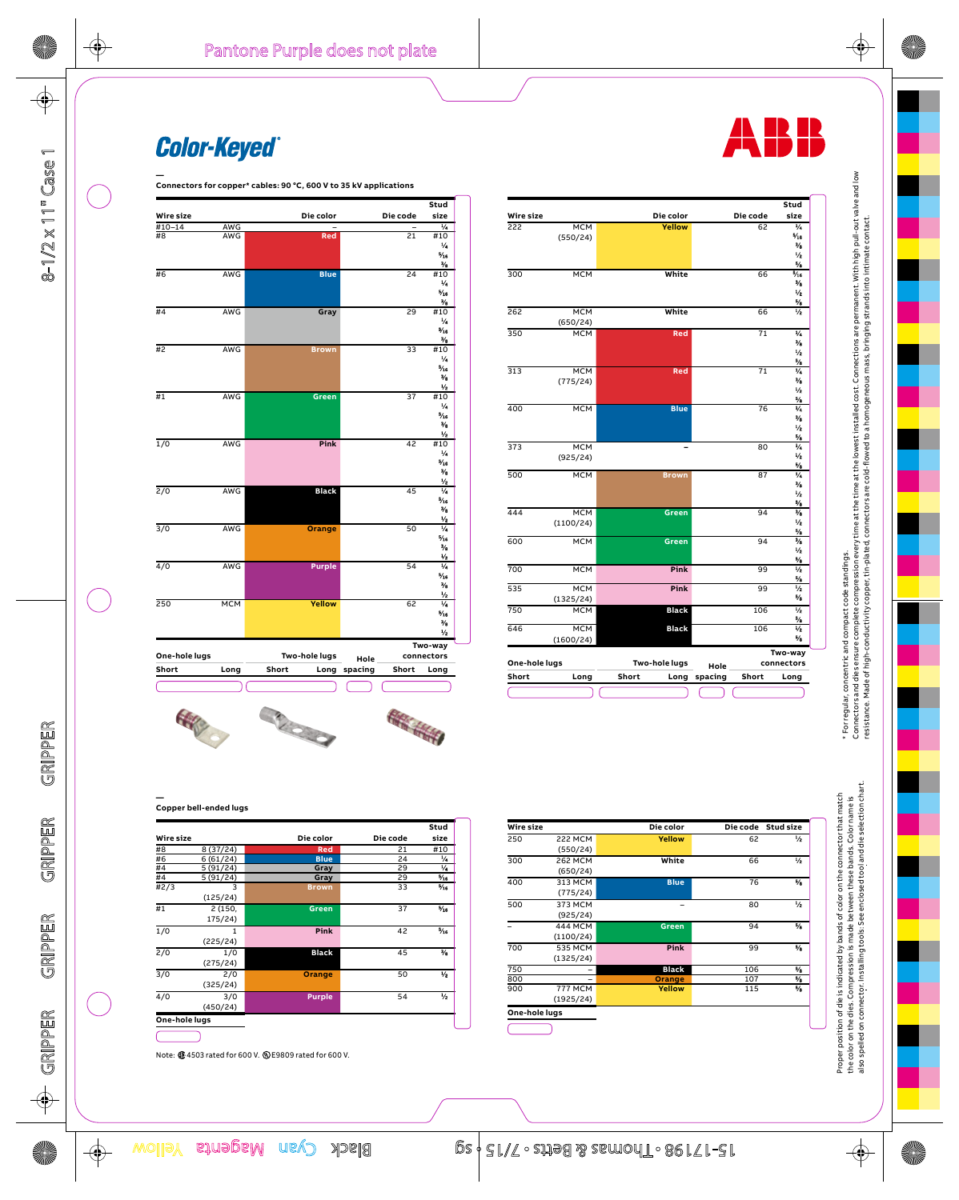# Color-Keyed®

ABB

## Connectors for copper* cables: 90 °C, 600 V to 35 kV applications

| Wire size | | Die color | Die code | Stud size |
|---|---|---|---|---|
| #10–14 | AWG | – | – | ¼ |
| #8 | AWG | Red | 21 | #10, ¼, 5/16, ⅜ |
| #6 | AWG | Blue | 24 | #10, ¼, 5/16, ⅜ |
| #4 | AWG | Gray | 29 | #10, ¼, 5/16, ⅜ |
| #2 | AWG | Brown | 33 | #10, ¼, 5/16, ⅜, ½ |
| #1 | AWG | Green | 37 | #10, ¼, 5/16, ⅜, ½ |
| 1/0 | AWG | Pink | 42 | #10, ¼, 5/16, ⅜, ½ |
| 2/0 | AWG | Black | 45 | ¼, 5/16, ⅜, ½ |
| 3/0 | AWG | Orange | 50 | ¼, 5/16, ⅜, ½ |
| 4/0 | AWG | Purple | 54 | ¼, 5/16, ⅜, ½ |
| 250 | MCM | Yellow | 62 | ¼, 5/16, ⅜, ½ |

| One-hole lugs | | Two-hole lugs | | Hole | Two-way connectors | |
|---|---|---|---|---|---|---|
| Short | Long | Short | Long | spacing | Short | Long |

| Wire size | | Die color | Die code | Stud size |
|---|---|---|---|---|
| 222 | MCM (550/24) | Yellow | 62 | ¼, 5/16, ⅜, ½, ⅝ |
| 300 | MCM | White | 66 | 5/16, ⅜, ½, ⅝ |
| 262 | MCM (650/24) | White | 66 | ½ |
| 350 | MCM | Red | 71 | ¼, ⅜, ½, ⅝ |
| 313 | MCM (775/24) | Red | 71 | ¼, ⅜, ½, ⅝ |
| 400 | MCM | Blue | 76 | ¼, ⅜, ½, ⅝ |
| 373 | MCM (925/24) | – | 80 | ¼, ½, ⅝ |
| 500 | MCM | Brown | 87 | ¼, ⅜, ½, ⅝ |
| 444 | MCM (1100/24) | Green | 94 | ⅜, ½, ⅝ |
| 600 | MCM | Green | 94 | ⅜, ½, ⅝ |
| 700 | MCM | Pink | 99 | ½, ⅝ |
| 535 | MCM (1325/24) | Pink | 99 | ½, ⅝ |
| 750 | MCM | Black | 106 | ½, ⅝ |
| 646 | MCM (1600/24) | Black | 106 | ½, ⅝ |

| One-hole lugs | | Two-hole lugs | | Hole | Two-way connectors | |
|---|---|---|---|---|---|---|
| Short | Long | Short | Long | spacing | Short | Long |

## Copper bell-ended lugs

| Wire size | | Die color | Die code | Stud size |
|---|---|---|---|---|
| #8 | 8 (37/24) | Red | 21 | #10 |
| #6 | 6 (61/24) | Blue | 24 | ¼ |
| #4 | 5 (91/24) | Gray | 29 | ¼ |
| #4 | 5 (91/24) | Gray | 29 | 5/16 |
| #2/3 | 3 (125/24) | Brown | 33 | 5/16 |
| #1 | 2 (150, 175/24) | Green | 37 | 5/16 |
| 1/0 | 1 (225/24) | Pink | 42 | 5/16 |
| 2/0 | 1/0 (275/24) | Black | 45 | ⅜ |
| 3/0 | 2/0 (325/24) | Orange | 50 | ½ |
| 4/0 | 3/0 (450/24) | Purple | 54 | ½ |

One-hole lugs

| Wire size | | Die color | Die code | Stud size |
|---|---|---|---|---|
| 250 | 222 MCM (550/24) | Yellow | 62 | ½ |
| 300 | 262 MCM (650/24) | White | 66 | ½ |
| 400 | 313 MCM (775/24) | Blue | 76 | ⅝ |
| 500 | 373 MCM (925/24) | – | 80 | ½ |
| – | 444 MCM (1100/24) | Green | 94 | ⅝ |
| 700 | 535 MCM (1325/24) | Pink | 99 | ⅝ |
| 750 | – | Black | 106 | ⅝ |
| 800 | – | Orange | 107 | ⅝ |
| 900 | 777 MCM (1925/24) | Yellow | 115 | ⅝ |

One-hole lugs

Note: UL 4503 rated for 600 V. E9809 rated for 600 V.

* For regular, concentric and compact code standings.

Connectors and dies ensure complete compression every time at the lowest installed cost. Connections are permanent. With high pull-out value and low resistance. Made of high-conductivity copper, tin-plated, connectors are cold-flowed to a homogeneous mass, bringing strands into intimate contact.

Proper position of die is indicated by bands of color on the connector that match the color on the dies. Compression is made between these bands. Color name is also spelled on connector. Installing tools: See enclosed tool and die selection chart.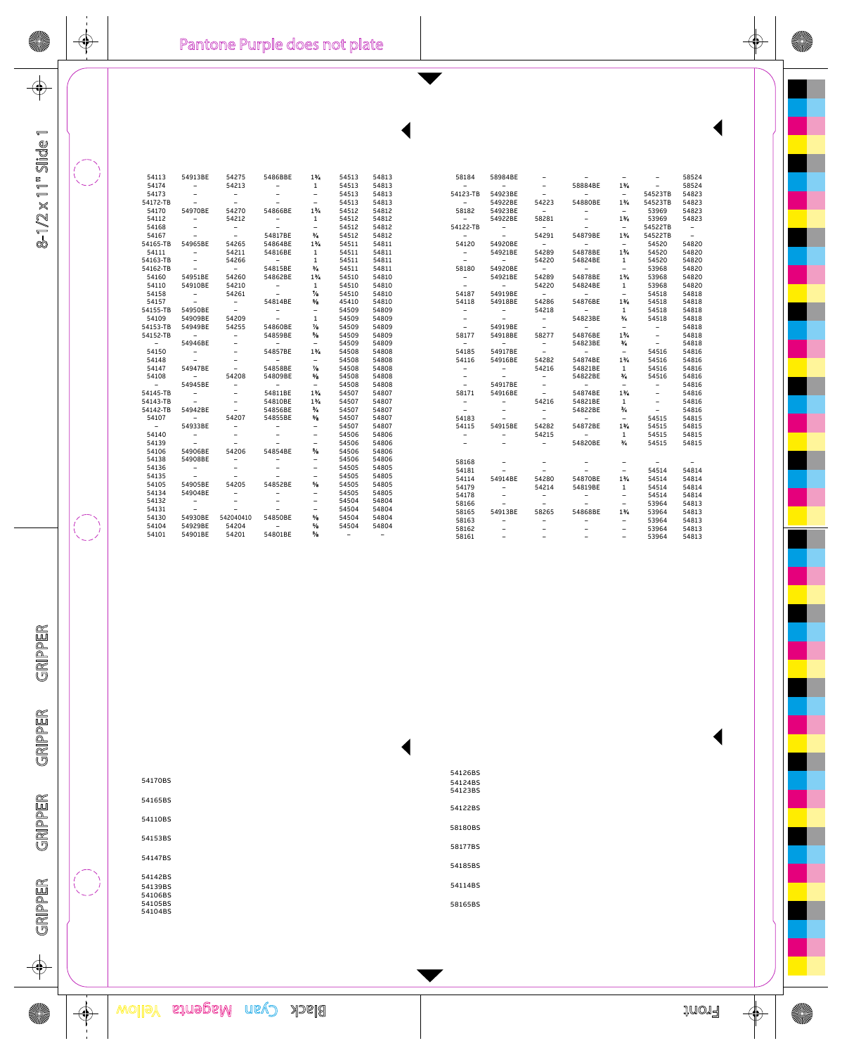| | | | | | | |
|---|---|---|---|---|---|---|
| 54113 | 54913BE | 54275 | 5486BBE | 1¾ | 54513 | 54813 |
| 54174 | – | 54213 | – | 1 | 54513 | 54813 |
| 54173 | – | – | – | – | 54513 | 54813 |
| 54172-TB | – | – | – | – | 54513 | 54813 |
| 54170 | 54970BE | 54270 | 54866BE | 1¾ | 54512 | 54812 |
| 54112 | – | 54212 | – | 1 | 54512 | 54812 |
| 54168 | – | – | – | – | 54512 | 54812 |
| 54167 | – | – | 54817BE | ¾ | 54512 | 54812 |
| 54165-TB | 54965BE | 54265 | 54864BE | 1¾ | 54511 | 54811 |
| 54111 | – | 54211 | 54816BE | 1 | 54511 | 54811 |
| 54163-TB | – | 54266 | – | 1 | 54511 | 54811 |
| 54162-TB | – | – | 54815BE | ¾ | 54511 | 54811 |
| 54160 | 54951BE | 54260 | 54862BE | 1¾ | 54510 | 54810 |
| 54110 | 54910BE | 54210 | – | 1 | 54510 | 54810 |
| 54158 | – | 54261 | – | ⅞ | 54510 | 54810 |
| 54157 | – | – | 54814BE | ⅝ | 45410 | 54810 |
| 54155-TB | 54950BE | – | – | – | 54509 | 54809 |
| 54109 | 54909BE | 54209 | – | 1 | 54509 | 54809 |
| 54153-TB | 54949BE | 54255 | 54860BE | ⅞ | 54509 | 54809 |
| 54152-TB | – | – | 54859BE | ⅝ | 54509 | 54809 |
| – | 54946BE | – | – | – | 54509 | 54809 |
| 54150 | – | – | 54857BE | 1¾ | 54508 | 54808 |
| 54148 | – | – | – | – | 54508 | 54808 |
| 54147 | 54947BE | – | 54858BE | ⅞ | 54508 | 54808 |
| 54108 | – | 54208 | 54809BE | ⅝ | 54508 | 54808 |
| – | 54945BE | – | – | – | 54508 | 54808 |
| 54145-TB | – | – | 54811BE | 1¾ | 54507 | 54807 |
| 54143-TB | – | – | 54810BE | 1¾ | 54507 | 54807 |
| 54142-TB | 54942BE | – | 54856BE | ¾ | 54507 | 54807 |
| 54107 | – | 54207 | 54855BE | ⅝ | 54507 | 54807 |
| – | 54933BE | – | – | – | 54507 | 54807 |
| 54140 | – | – | – | – | 54506 | 54806 |
| 54139 | – | – | – | – | 54506 | 54806 |
| 54106 | 54906BE | 54206 | 54854BE | ⅝ | 54506 | 54806 |
| 54138 | 54908BE | – | – | – | 54506 | 54806 |
| 54136 | – | – | – | – | 54505 | 54805 |
| 54135 | – | – | – | – | 54505 | 54805 |
| 54105 | 54905BE | 54205 | 54852BE | ⅝ | 54505 | 54805 |
| 54134 | 54904BE | – | – | – | 54505 | 54805 |
| 54132 | – | – | – | – | 54504 | 54804 |
| 54131 | – | – | – | – | 54504 | 54804 |
| 54130 | 54930BE | 542040410 | 54850BE | ⅝ | 54504 | 54804 |
| 54104 | 54929BE | 54204 | – | ⅝ | 54504 | 54804 |
| 54101 | 54901BE | 54201 | 54801BE | ⅝ | – | – |

| | | | | | | |
|---|---|---|---|---|---|---|
| 58184 | 58984BE | – | – | – | – | 58524 |
| – | – | – | 58884BE | 1¾ | – | 58524 |
| 54123-TB | 54923BE | – | – | – | 54523TB | 54823 |
| – | 54922BE | 54223 | 54880BE | 1¾ | 54523TB | 54823 |
| 58182 | 54923BE | – | – | – | 53969 | 54823 |
| – | 54922BE | 58281 | – | 1¾ | 53969 | 54823 |
| 54122-TB | – | – | – | – | 54522TB | – |
| – | – | 54291 | 54879BE | 1¾ | 54522TB | – |
| 54120 | 54920BE | – | – | – | 54520 | 54820 |
| – | 54921BE | 54289 | 54878BE | 1¾ | 54520 | 54820 |
| – | – | 54220 | 54824BE | 1 | 54520 | 54820 |
| 58180 | 54920BE | – | – | – | 53968 | 54820 |
| – | 54921BE | 54289 | 54878BE | 1¾ | 53968 | 54820 |
| – | – | 54220 | 54824BE | 1 | 53968 | 54820 |
| 54187 | 54919BE | – | – | – | 54518 | 54818 |
| 54118 | 54918BE | 54286 | 54876BE | 1¾ | 54518 | 54818 |
| – | – | 54218 | – | 1 | 54518 | 54818 |
| – | – | – | 54823BE | ¾ | 54518 | 54818 |
| – | 54919BE | – | – | – | – | 54818 |
| 58177 | 54918BE | 58277 | 54876BE | 1¾ | – | 54818 |
| – | – | – | 54823BE | ¾ | – | 54818 |
| 54185 | 54917BE | – | – | – | 54516 | 54816 |
| 54116 | 54916BE | 54282 | 54874BE | 1¾ | 54516 | 54816 |
| – | – | 54216 | 54821BE | 1 | 54516 | 54816 |
| – | – | – | 54822BE | ¾ | 54516 | 54816 |
| – | 54917BE | – | – | – | – | 54816 |
| 58171 | 54916BE | – | 54874BE | 1¾ | – | 54816 |
| – | – | 54216 | 54821BE | 1 | – | 54816 |
| – | – | – | 54822BE | ¾ | – | 54816 |
| 54183 | – | – | – | – | 54515 | 54815 |
| 54115 | 54915BE | 54282 | 54872BE | 1¾ | 54515 | 54815 |
| – | – | 54215 | – | 1 | 54515 | 54815 |
| – | – | – | 54820BE | ¾ | 54515 | 54815 |
| 58168 | – | – | – | – | – | – |
| 54181 | – | – | – | – | 54514 | 54814 |
| 54114 | 54914BE | 54280 | 54870BE | 1¾ | 54514 | 54814 |
| 54179 | – | 54214 | 54819BE | 1 | 54514 | 54814 |
| 54178 | – | – | – | – | 54514 | 54814 |
| 58166 | – | – | – | – | 53964 | 54813 |
| 58165 | 54913BE | 58265 | 54868BE | 1¾ | 53964 | 54813 |
| 58163 | – | – | – | – | 53964 | 54813 |
| 58162 | – | – | – | – | 53964 | 54813 |
| 58161 | – | – | – | – | 53964 | 54813 |

54170BS

54165BS

54110BS

54153BS

54147BS

54142BS
54139BS
54106BS
54105BS
54104BS

54126BS
54124BS
54123BS

54122BS

58180BS

58177BS

54185BS

54114BS

58165BS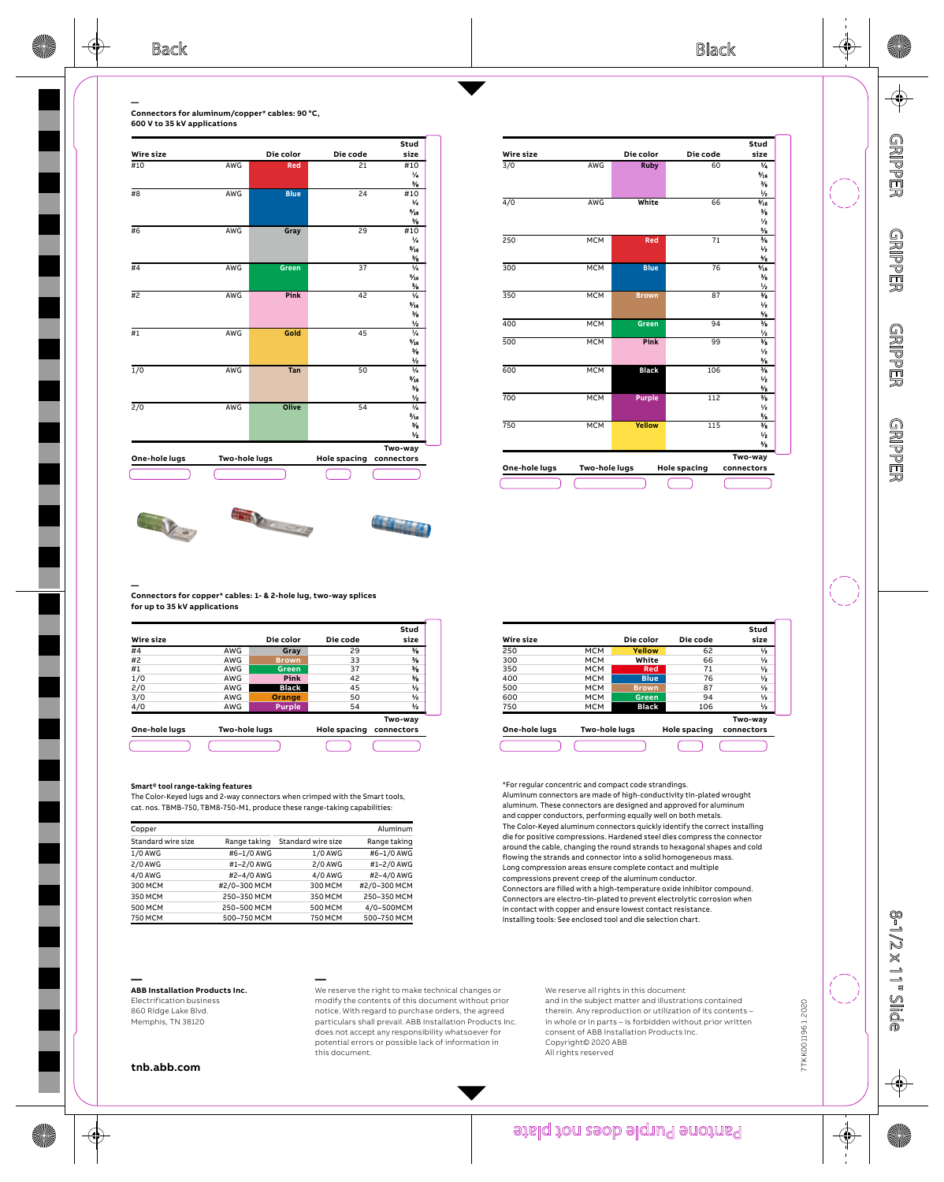## Connectors for aluminum/copper* cables: 90 °C, 600 V to 35 kV applications

| Wire size | | Die color | Die code | Stud size |
|---|---|---|---|---|
| #10 | AWG | Red | 21 | #10, ¼, ⅜ |
| #8 | AWG | Blue | 24 | #10, ¼, 5/16, ⅜ |
| #6 | AWG | Gray | 29 | #10, ¼, 5/16, ⅜ |
| #4 | AWG | Green | 37 | ¼, 5/16, ⅜ |
| #2 | AWG | Pink | 42 | 5/16, ⅜, ½ |
| #1 | AWG | Gold | 45 | ¼, 5/16, ⅜, ½ |
| 1/0 | AWG | Tan | 50 | ¼, 5/16, ⅜, ½ |
| 2/0 | AWG | Olive | 54 | ¼, 5/16, ⅜, ½ |
| 3/0 | AWG | Ruby | 60 | ¼, 5/16, ⅜, ½ |
| 4/0 | AWG | White | 66 | 5/16, ⅜, ½, ⅝ |
| 250 | MCM | Red | 71 | ⅜, ½, ⅝ |
| 300 | MCM | Blue | 76 | 5/16, ⅜, ½ |
| 350 | MCM | Brown | 87 | ⅜, ½, ⅝ |
| 400 | MCM | Green | 94 | ⅜, ½ |
| 500 | MCM | Pink | 99 | ⅜, ½, ⅝ |
| 600 | MCM | Black | 106 | ⅜, ½, ⅝ |
| 700 | MCM | Purple | 112 | ⅜, ½, ⅝ |
| 750 | MCM | Yellow | 115 | ⅜, ½, ⅝ |

| One-hole lugs | Two-hole lugs | Hole spacing | Two-way connectors |
|---|---|---|---|
| | | | |

## Connectors for copper* cables: 1- & 2-hole lug, two-way splices for up to 35 kV applications

| Wire size | | Die color | Die code | Stud size |
|---|---|---|---|---|
| #4 | AWG | Gray | 29 | ⅜ |
| #2 | AWG | Brown | 33 | ⅜ |
| #1 | AWG | Green | 37 | ⅜ |
| 1/0 | AWG | Pink | 42 | ⅜ |
| 2/0 | AWG | Black | 45 | ½ |
| 3/0 | AWG | Orange | 50 | ½ |
| 4/0 | AWG | Purple | 54 | ½ |
| 250 | MCM | Yellow | 62 | ½ |
| 300 | MCM | White | 66 | ½ |
| 350 | MCM | Red | 71 | ½ |
| 400 | MCM | Blue | 76 | ½ |
| 500 | MCM | Brown | 87 | ½ |
| 600 | MCM | Green | 94 | ½ |
| 750 | MCM | Black | 106 | ½ |

| One-hole lugs | Two-hole lugs | Hole spacing | Two-way connectors |
|---|---|---|---|
| | | | |

### Smart® tool range-taking features

The Color-Keyed lugs and 2-way connectors when crimped with the Smart tools, cat. nos. TBM8-750, TBM8-750-M1, produce these range-taking capabilities:

| Copper | | Aluminum | |
|---|---|---|---|
| Standard wire size | Range taking | Standard wire size | Range taking |
| 1/0 AWG | #6–1/0 AWG | 1/0 AWG | #6–1/0 AWG |
| 2/0 AWG | #1–2/0 AWG | 2/0 AWG | #1–2/0 AWG |
| 4/0 AWG | #2–4/0 AWG | 4/0 AWG | #2–4/0 AWG |
| 300 MCM | #2/0–300 MCM | 300 MCM | #2/0–300 MCM |
| 350 MCM | 250–350 MCM | 350 MCM | 250–350 MCM |
| 500 MCM | 250–500 MCM | 500 MCM | 4/0–500MCM |
| 750 MCM | 500–750 MCM | 750 MCM | 500–750 MCM |

*For regular concentric and compact code strandings.
Aluminum connectors are made of high-conductivity tin-plated wrought aluminum. These connectors are designed and approved for aluminum and copper conductors, performing equally well on both metals.
The Color-Keyed aluminum connectors quickly identify the correct installing die for positive compressions. Hardened steel dies compress the connector around the cable, changing the round strands to hexagonal shapes and cold flowing the strands and connector into a solid homogeneous mass.
Long compression areas ensure complete contact and multiple compressions prevent creep of the aluminum conductor.
Connectors are filled with a high-temperature oxide inhibitor compound.
Connectors are electro-tin-plated to prevent electrolytic corrosion when in contact with copper and ensure lowest contact resistance.
Installing tools: See enclosed tool and die selection chart.

**ABB Installation Products Inc.**
Electrification business
860 Ridge Lake Blvd.
Memphis, TN 38120

**tnb.abb.com**

We reserve the right to make technical changes or modify the contents of this document without prior notice. With regard to purchase orders, the agreed particulars shall prevail. ABB Installation Products Inc. does not accept any responsibility whatsoever for potential errors or possible lack of information in this document.

We reserve all rights in this document and in the subject matter and illustrations contained therein. Any reproduction or utilization of its contents – in whole or in parts – is forbidden without prior written consent of ABB Installation Products Inc.
Copyright© 2020 ABB
All rights reserved

7TKK001196.1 2020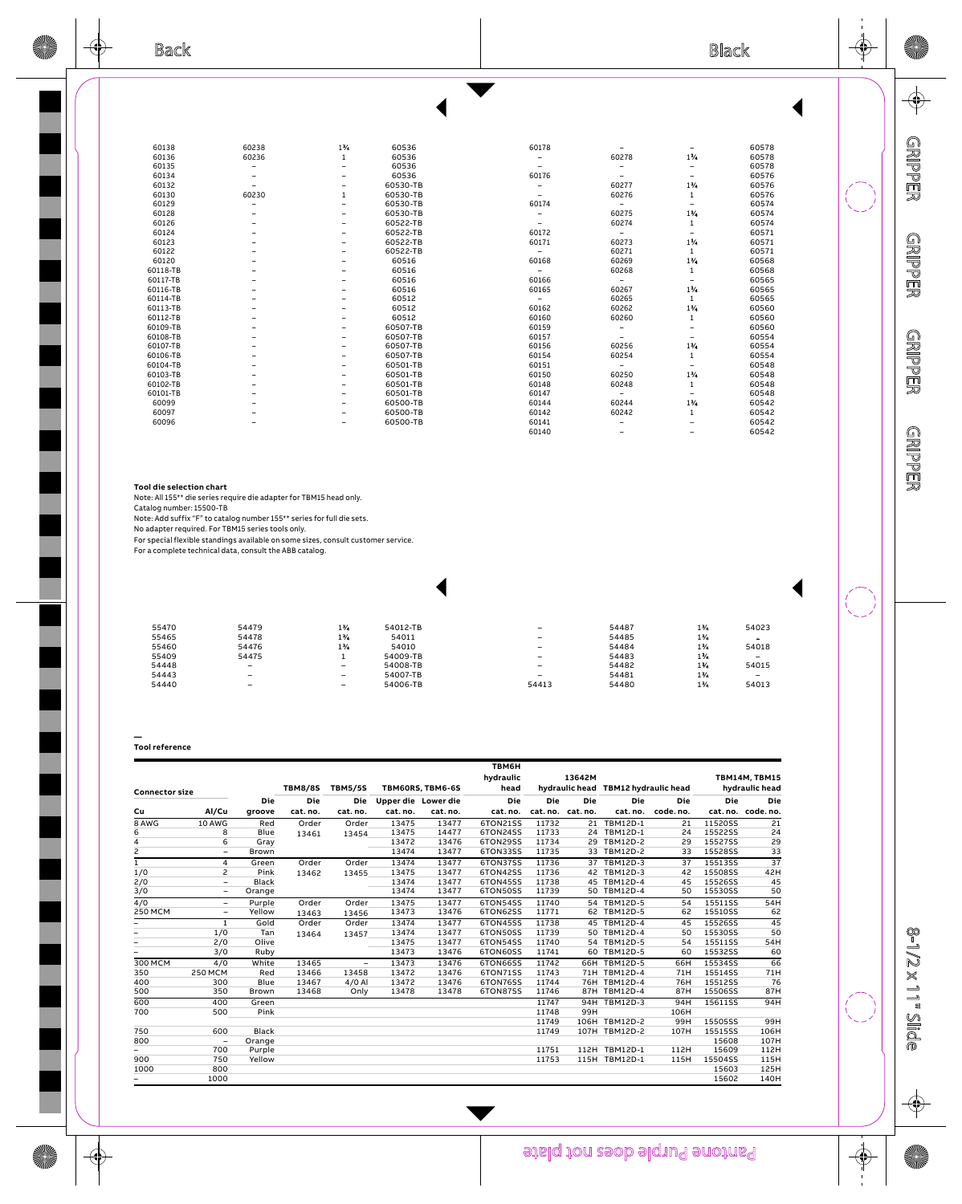| | | | | | | | |
|---|---|---|---|---|---|---|---|
| 60138 | 60238 | 1¾ | 60536 | 60178 | – | – | 60578 |
| 60136 | 60236 | 1 | 60536 | – | 60278 | 1¾ | 60578 |
| 60135 | – | – | 60536 | – | – | – | 60578 |
| 60134 | – | – | 60536 | 60176 | – | – | 60576 |
| 60132 | – | – | 60530-TB | – | 60277 | 1¾ | 60576 |
| 60130 | 60230 | 1 | 60530-TB | – | 60276 | 1 | 60576 |
| 60129 | – | – | 60530-TB | 60174 | – | – | 60574 |
| 60128 | – | – | 60530-TB | – | 60275 | 1¾ | 60574 |
| 60126 | – | – | 60522-TB | – | 60274 | 1 | 60574 |
| 60124 | – | – | 60522-TB | 60172 | – | – | 60571 |
| 60123 | – | – | 60522-TB | 60171 | 60273 | 1¾ | 60571 |
| 60122 | – | – | 60522-TB | – | 60271 | 1 | 60571 |
| 60120 | – | – | 60516 | 60168 | 60269 | 1¾ | 60568 |
| 60118-TB | – | – | 60516 | – | 60268 | 1 | 60568 |
| 60117-TB | – | – | 60516 | 60166 | – | – | 60565 |
| 60116-TB | – | – | 60516 | 60165 | 60267 | 1¾ | 60565 |
| 60114-TB | – | – | 60512 | – | 60265 | 1 | 60565 |
| 60113-TB | – | – | 60512 | 60162 | 60262 | 1¾ | 60560 |
| 60112-TB | – | – | 60512 | 60160 | 60260 | 1 | 60560 |
| 60109-TB | – | – | 60507-TB | 60159 | – | – | 60560 |
| 60108-TB | – | – | 60507-TB | 60157 | – | – | 60554 |
| 60107-TB | – | – | 60507-TB | 60156 | 60256 | 1¾ | 60554 |
| 60106-TB | – | – | 60507-TB | 60154 | 60254 | 1 | 60554 |
| 60104-TB | – | – | 60501-TB | 60151 | – | – | 60548 |
| 60103-TB | – | – | 60501-TB | 60150 | 60250 | 1¾ | 60548 |
| 60102-TB | – | – | 60501-TB | 60148 | 60248 | 1 | 60548 |
| 60101-TB | – | – | 60501-TB | 60147 | – | – | 60548 |
| 60099 | – | – | 60500-TB | 60144 | 60244 | 1¾ | 60542 |
| 60097 | – | – | 60500-TB | 60142 | 60242 | 1 | 60542 |
| 60096 | – | – | 60500-TB | 60141 | – | – | 60542 |
| | | | | 60140 | – | – | 60542 |

**Tool die selection chart**

Note: All 155** die series require die adapter for TBM15 head only.
Catalog number: 15500-TB
Note: Add suffix "F" to catalog number 155** series for full die sets.
No adapter required. For TBM15 series tools only.
For special flexible standings available on some sizes, consult customer service.
For a complete technical data, consult the ABB catalog.

| | | | | | | | |
|---|---|---|---|---|---|---|---|
| 55470 | 54479 | 1¾ | 54012-TB | – | 54487 | 1¾ | 54023 |
| 55465 | 54478 | 1¾ | 54011 | – | 54485 | 1¾ | – |
| 55460 | 54476 | 1¾ | 54010 | – | 54484 | 1¾ | 54018 |
| 55409 | 54475 | 1 | 54009-TB | – | 54483 | 1¾ | – |
| 54448 | – | – | 54008-TB | – | 54482 | 1¾ | 54015 |
| 54443 | – | – | 54007-TB | – | 54481 | 1¾ | – |
| 54440 | – | – | 54006-TB | 54413 | 54480 | 1¾ | 54013 |

**Tool reference**

| Connector size | | | TBM8/8S | TBM5/5S | TBM60RS, TBM6-6S | | TBM6H hydraulic head | 13642M hydraulic head | | TBM12 hydraulic head | | TBM14M, TBM15 hydraulic head | |
|---|---|---|---|---|---|---|---|---|---|---|---|---|---|
| Cu | Al/Cu | Die groove | Die cat. no. | Die cat. no. | Upper die cat. no. | Lower die cat. no. | Die cat. no. | Die cat. no. | Die cat. no. | Die cat. no. | Die code no. | Die cat. no. | Die code no. |
| 8 AWG | 10 AWG | Red | Order | Order | 13475 | 13477 | 6TON21SS | 11732 | 21 | TBM12D-1 | 21 | 11520SS | 21 |
| 6 | 8 | Blue | 13461 | 13454 | 13475 | 14477 | 6TON24SS | 11733 | 24 | TBM12D-1 | 24 | 15522SS | 24 |
| 4 | 6 | Gray | | | 13472 | 13476 | 6TON29SS | 11734 | 29 | TBM12D-2 | 29 | 15527SS | 29 |
| 2 | – | Brown | | | 13474 | 13477 | 6TON33SS | 11735 | 33 | TBM12D-2 | 33 | 15528SS | 33 |
| 1 | 4 | Green | Order | Order | 13474 | 13477 | 6TON37SS | 11736 | 37 | TBM12D-3 | 37 | 15513SS | 37 |
| 1/0 | 2 | Pink | 13462 | 13455 | 13475 | 13477 | 6TON42SS | 11736 | 42 | TBM12D-3 | 42 | 15508SS | 42H |
| 2/0 | – | Black | | | 13474 | 13477 | 6TON45SS | 11738 | 45 | TBM12D-4 | 45 | 15526SS | 45 |
| 3/0 | – | Orange | | | 13474 | 13477 | 6TON50SS | 11739 | 50 | TBM12D-4 | 50 | 15530SS | 50 |
| 4/0 | – | Purple | Order | Order | 13475 | 13477 | 6TON54SS | 11740 | 54 | TBM12D-5 | 54 | 15511SS | 54H |
| 250 MCM | – | Yellow | 13463 | 13456 | 13473 | 13476 | 6TON62SS | 11771 | 62 | TBM12D-5 | 62 | 15510SS | 62 |
| – | 1 | Gold | Order | Order | 13474 | 13477 | 6TON45SS | 11738 | 45 | TBM12D-4 | 45 | 15526SS | 45 |
| – | 1/0 | Tan | 13464 | 13457 | 13474 | 13477 | 6TON50SS | 11739 | 50 | TBM12D-4 | 50 | 15530SS | 50 |
| – | 2/0 | Olive | | | 13475 | 13477 | 6TON54SS | 11740 | 54 | TBM12D-5 | 54 | 15511SS | 54H |
| – | 3/0 | Ruby | | | 13473 | 13476 | 6TON60SS | 11741 | 60 | TBM12D-5 | 60 | 15532SS | 60 |
| 300 MCM | 4/0 | White | 13465 | – | 13473 | 13476 | 6TON66SS | 11742 | 66H | TBM12D-5 | 66H | 15534SS | 66 |
| 350 | 250 MCM | Red | 13466 | 13458 | 13472 | 13476 | 6TON71SS | 11743 | 71H | TBM12D-4 | 71H | 15514SS | 71H |
| 400 | 300 | Blue | 13467 | 4/0 Al | 13474 | 13476 | 6TON76SS | 11744 | 76H | TBM12D-4 | 76H | 15512SS | 76 |
| 500 | 350 | Brown | 13468 | Only | 13478 | 13478 | 6TON87SS | 11746 | 87H | TBM12D-4 | 87H | 15506SS | 87H |
| 600 | 400 | Green | | | | | | 11747 | 94H | TBM12D-3 | 94H | 15611SS | 94H |
| 700 | 500 | Pink | | | | | | 11748 | 99H | | 106H | | |
| | | | | | | | | 11749 | 106H | TBM12D-2 | 99H | 15505SS | 99H |
| 750 | 600 | Black | | | | | | 11749 | 107H | TBM12D-2 | 107H | 15515SS | 106H |
| 800 | – | Orange | | | | | | | | | | 15608 | 107H |
| – | 700 | Purple | | | | | | 11751 | 112H | TBM12D-1 | 112H | 15609 | 112H |
| 900 | 750 | Yellow | | | | | | 11753 | 115H | TBM12D-1 | 115H | 15504SS | 115H |
| 1000 | 800 | | | | | | | | | | | 15603 | 125H |
| – | 1000 | | | | | | | | | | | 15602 | 140H |